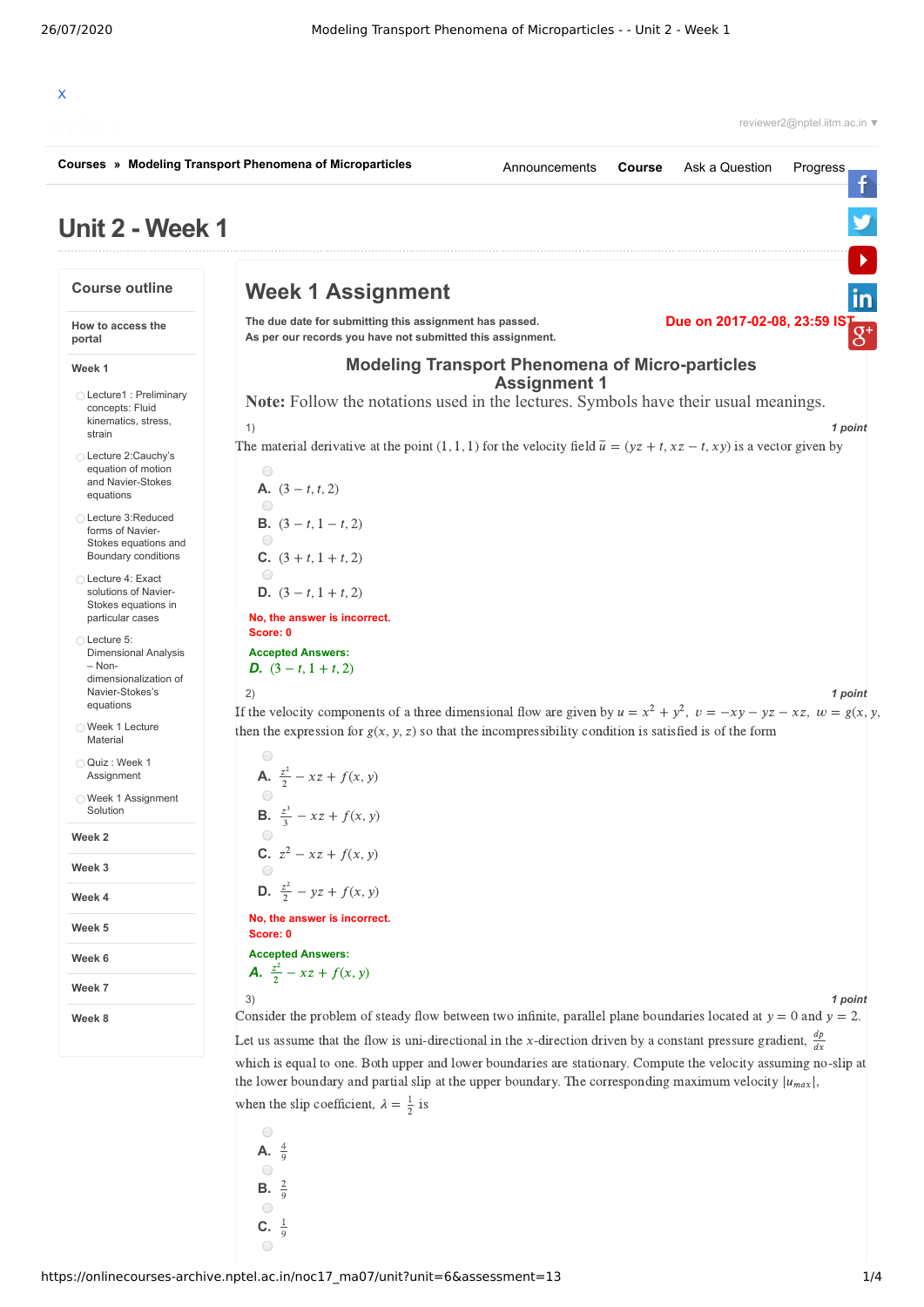X

Courses » Modeling Transport Phenomena of Microparticles

Announcements | Course | Ask a Question | Progress

# Unit 2 - Week 1

## Course outline

How to access the portal

**Week 1**

- Lecture1 : Preliminary concepts: Fluid kinematics, stress, strain
- Lecture 2:Cauchy's equation of motion and Navier-Stokes equations
- Lecture 3:Reduced forms of Navier-Stokes equations and Boundary conditions
- Lecture 4: Exact solutions of Navier-Stokes equations in particular cases
- Lecture 5: Dimensional Analysis – Non-dimensionalization of Navier-Stokes's equations
- Week 1 Lecture Material
- Quiz : Week 1 Assignment
- Week 1 Assignment Solution

**Week 2**

**Week 3**

**Week 4**

**Week 5**

**Week 6**

**Week 7**

**Week 8**

## Week 1 Assignment

**The due date for submitting this assignment has passed.**
**As per our records you have not submitted this assignment.**

**Due on 2017-02-08, 23:59 IST.**

### Modeling Transport Phenomena of Micro-particles
### Assignment 1

**Note:** Follow the notations used in the lectures. Symbols have their usual meanings.

1) *1 point*

The material derivative at the point $(1, 1, 1)$ for the velocity field $\bar{u} = (yz + t, xz - t, xy)$ is a vector given by

**A.** $(3 - t, t, 2)$

**B.** $(3 - t, 1 - t, 2)$

**C.** $(3 + t, 1 + t, 2)$

**D.** $(3 - t, 1 + t, 2)$

No, the answer is incorrect.
Score: 0

Accepted Answers:
***D.*** $(3 - t, 1 + t, 2)$

2) *1 point*

If the velocity components of a three dimensional flow are given by $u = x^2 + y^2$, $v = -xy - yz - xz$, $w = g(x, y,$ then the expression for $g(x, y, z)$ so that the incompressibility condition is satisfied is of the form

**A.** $\frac{z^2}{2} - xz + f(x, y)$

**B.** $\frac{z^3}{3} - xz + f(x, y)$

**C.** $z^2 - xz + f(x, y)$

**D.** $\frac{z^2}{2} - yz + f(x, y)$

No, the answer is incorrect.
Score: 0

Accepted Answers:
***A.*** $\frac{z^2}{2} - xz + f(x, y)$

3) *1 point*

Consider the problem of steady flow between two infinite, parallel plane boundaries located at $y = 0$ and $y = 2$. Let us assume that the flow is uni-directional in the $x$-direction driven by a constant pressure gradient, $\frac{dp}{dx}$ which is equal to one. Both upper and lower boundaries are stationary. Compute the velocity assuming no-slip at the lower boundary and partial slip at the upper boundary. The corresponding maximum velocity $|u_{max}|$, when the slip coefficient, $\lambda = \frac{1}{2}$ is

**A.** $\frac{4}{9}$

**B.** $\frac{2}{9}$

**C.** $\frac{1}{9}$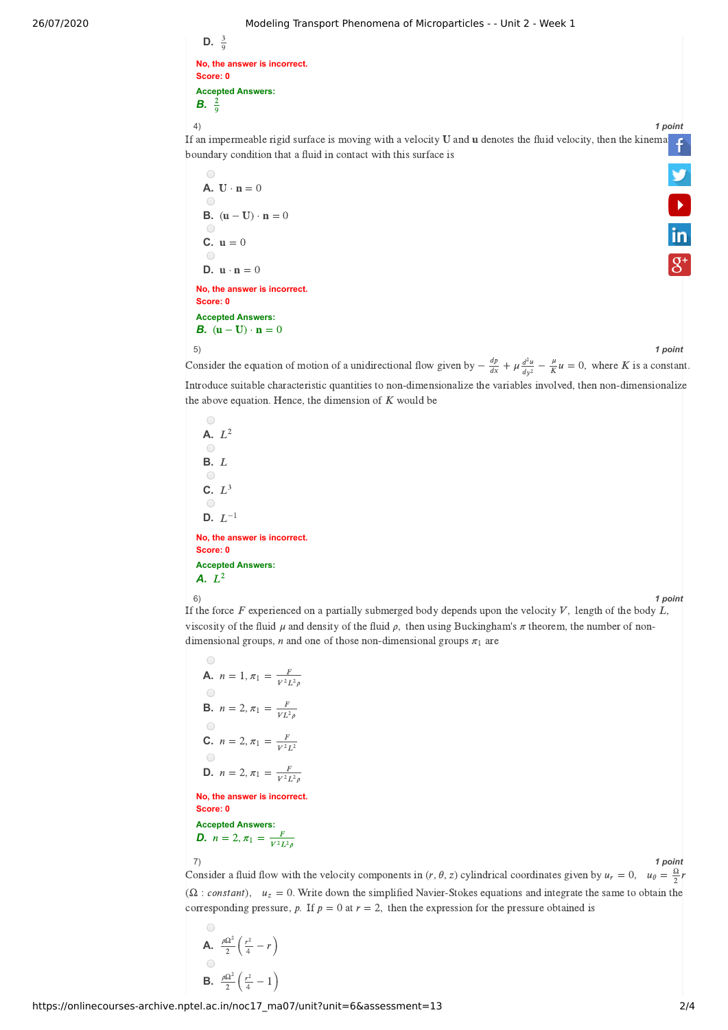D. $\frac{3}{9}$

No, the answer is incorrect.
Score: 0

Accepted Answers:
**B.** $\frac{2}{9}$

4) *1 point*

If an impermeable rigid surface is moving with a velocity $\mathbf{U}$ and $\mathbf{u}$ denotes the fluid velocity, then the kinema boundary condition that a fluid in contact with this surface is

A. $\mathbf{U} \cdot \mathbf{n} = 0$

B. $(\mathbf{u} - \mathbf{U}) \cdot \mathbf{n} = 0$

C. $\mathbf{u} = 0$

D. $\mathbf{u} \cdot \mathbf{n} = 0$

No, the answer is incorrect.
Score: 0

Accepted Answers:
**B.** $(\mathbf{u} - \mathbf{U}) \cdot \mathbf{n} = 0$

5) *1 point*

Consider the equation of motion of a unidirectional flow given by $-\frac{dp}{dx} + \mu \frac{d^2u}{dy^2} - \frac{\mu}{K}u = 0,$ where $K$ is a constant. Introduce suitable characteristic quantities to non-dimensionalize the variables involved, then non-dimensionalize the above equation. Hence, the dimension of $K$ would be

A. $L^2$

B. $L$

C. $L^3$

D. $L^{-1}$

No, the answer is incorrect.
Score: 0

Accepted Answers:
**A.** $L^2$

6) *1 point*

If the force $F$ experienced on a partially submerged body depends upon the velocity $V,$ length of the body $L,$ viscosity of the fluid $\mu$ and density of the fluid $\rho,$ then using Buckingham's $\pi$ theorem, the number of non-dimensional groups, $n$ and one of those non-dimensional groups $\pi_1$ are

A. $n = 1, \pi_1 = \frac{F}{V^2L^2\rho}$

B. $n = 2, \pi_1 = \frac{F}{VL^2\rho}$

C. $n = 2, \pi_1 = \frac{F}{V^2L^2}$

D. $n = 2, \pi_1 = \frac{F}{V^2L^2\rho}$

No, the answer is incorrect.
Score: 0

Accepted Answers:
**D.** $n = 2, \pi_1 = \frac{F}{V^2L^2\rho}$

7) *1 point*

Consider a fluid flow with the velocity components in $(r, \theta, z)$ cylindrical coordinates given by $u_r = 0, \quad u_\theta = \frac{\Omega}{2}r$ $(\Omega : constant), \quad u_z = 0.$ Write down the simplified Navier-Stokes equations and integrate the same to obtain the corresponding pressure, $p.$ If $p = 0$ at $r = 2,$ then the expression for the pressure obtained is

A. $\frac{\rho\Omega^2}{2}\left(\frac{r^2}{4} - r\right)$

B. $\frac{\rho\Omega^2}{2}\left(\frac{r^2}{4} - 1\right)$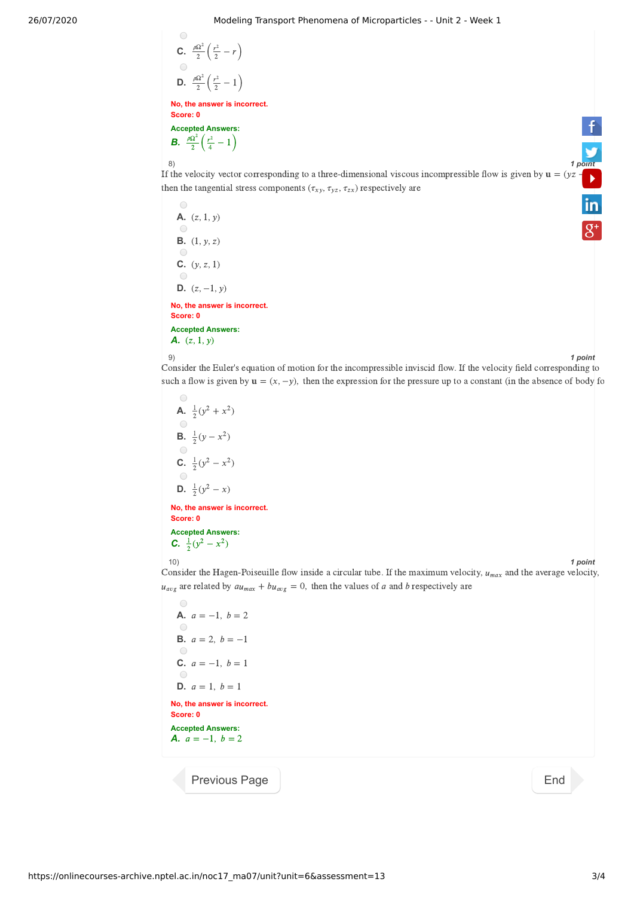C. $\frac{\rho\Omega^2}{2}\left(\frac{r^2}{2} - r\right)$

D. $\frac{\rho\Omega^2}{2}\left(\frac{r^2}{2} - 1\right)$

No, the answer is incorrect.
Score: 0

Accepted Answers:
*B.* $\frac{\rho\Omega^2}{2}\left(\frac{r^2}{4} - 1\right)$

8) **1 point**

If the velocity vector corresponding to a three-dimensional viscous incompressible flow is given by $\mathbf{u} = (yz$ -
then the tangential stress components $(\tau_{xy}, \tau_{yz}, \tau_{zx})$ respectively are

A. $(z, 1, y)$

B. $(1, y, z)$

C. $(y, z, 1)$

D. $(z, -1, y)$

No, the answer is incorrect.
Score: 0

Accepted Answers:
*A.* $(z, 1, y)$

9) **1 point**

Consider the Euler's equation of motion for the incompressible inviscid flow. If the velocity field corresponding to such a flow is given by $\mathbf{u} = (x, -y)$, then the expression for the pressure up to a constant (in the absence of body fo

A. $\frac{1}{2}(y^2 + x^2)$

B. $\frac{1}{2}(y - x^2)$

C. $\frac{1}{2}(y^2 - x^2)$

D. $\frac{1}{2}(y^2 - x)$

No, the answer is incorrect.
Score: 0

Accepted Answers:
*C.* $\frac{1}{2}(y^2 - x^2)$

10) **1 point**

Consider the Hagen-Poiseuille flow inside a circular tube. If the maximum velocity, $u_{max}$ and the average velocity, $u_{avg}$ are related by $au_{max} + bu_{avg} = 0$, then the values of $a$ and $b$ respectively are

A. $a = -1, \; b = 2$

B. $a = 2, \; b = -1$

C. $a = -1, \; b = 1$

D. $a = 1, \; b = 1$

No, the answer is incorrect.
Score: 0

Accepted Answers:
*A.* $a = -1, \; b = 2$

Previous Page

End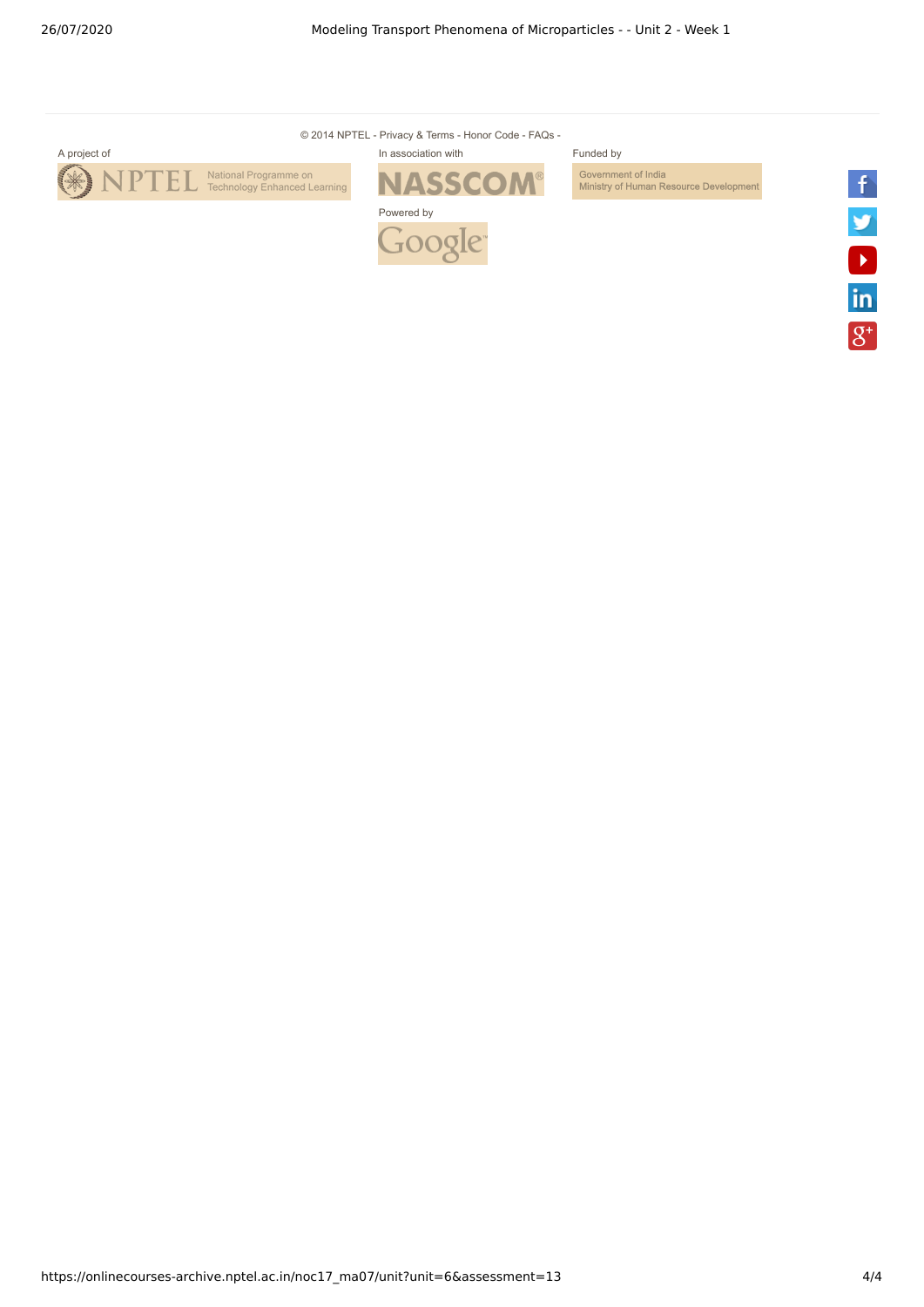© 2014 NPTEL - Privacy & Terms - Honor Code - FAQs -

A project of

NPTEL National Programme on Technology Enhanced Learning

In association with

NASSCOM®

Funded by

Government of India
Ministry of Human Resource Development

Powered by

Google™